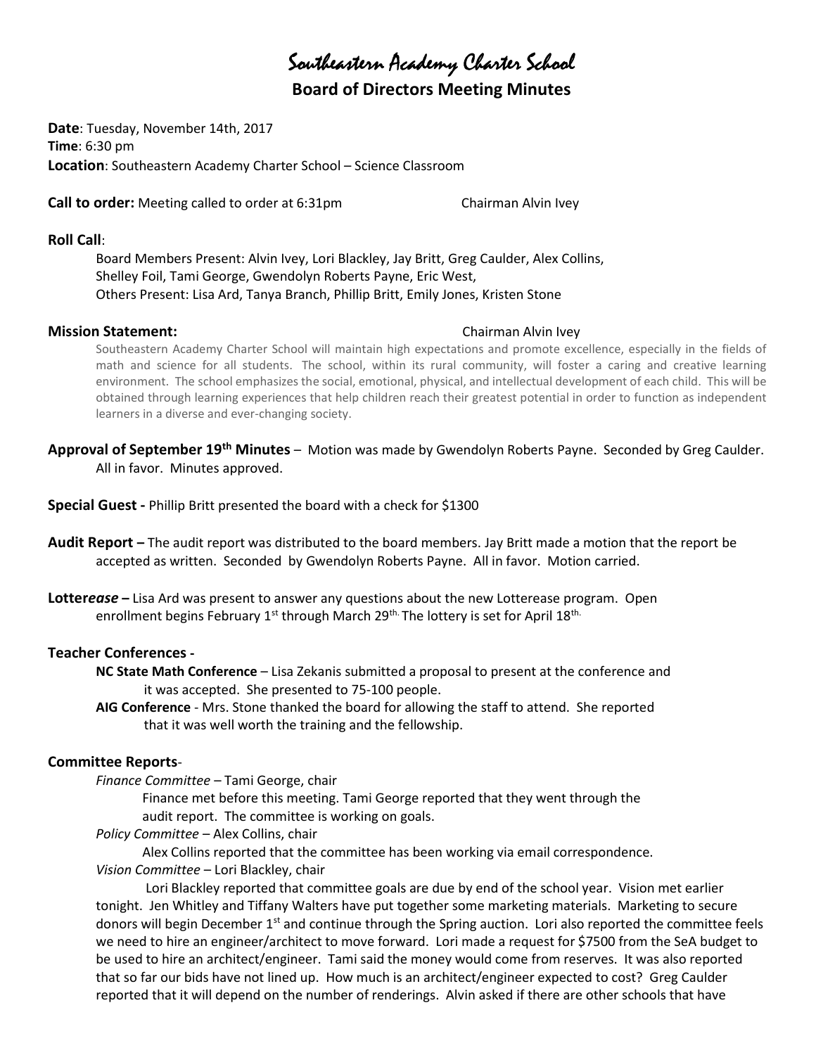# Southeastern Academy Charter School

## Board of Directors Meeting Minutes

**Date**: Tuesday, November 14th, 2017
**Time**: 6:30 pm
**Location**: Southeastern Academy Charter School – Science Classroom

**Call to order:** Meeting called to order at 6:31pm Chairman Alvin Ivey

**Roll Call**:

Board Members Present: Alvin Ivey, Lori Blackley, Jay Britt, Greg Caulder, Alex Collins, Shelley Foil, Tami George, Gwendolyn Roberts Payne, Eric West,
Others Present: Lisa Ard, Tanya Branch, Phillip Britt, Emily Jones, Kristen Stone

**Mission Statement:** Chairman Alvin Ivey

Southeastern Academy Charter School will maintain high expectations and promote excellence, especially in the fields of math and science for all students. The school, within its rural community, will foster a caring and creative learning environment. The school emphasizes the social, emotional, physical, and intellectual development of each child. This will be obtained through learning experiences that help children reach their greatest potential in order to function as independent learners in a diverse and ever-changing society.

**Approval of September 19th Minutes** – Motion was made by Gwendolyn Roberts Payne. Seconded by Greg Caulder. All in favor. Minutes approved.

**Special Guest -** Phillip Britt presented the board with a check for $1300

**Audit Report –** The audit report was distributed to the board members. Jay Britt made a motion that the report be accepted as written. Seconded by Gwendolyn Roberts Payne. All in favor. Motion carried.

**Lotter*ease* –** Lisa Ard was present to answer any questions about the new Lotterease program. Open enrollment begins February 1st through March 29th. The lottery is set for April 18th.

**Teacher Conferences -**

**NC State Math Conference** – Lisa Zekanis submitted a proposal to present at the conference and it was accepted. She presented to 75-100 people.

**AIG Conference** - Mrs. Stone thanked the board for allowing the staff to attend. She reported that it was well worth the training and the fellowship.

**Committee Reports**-

*Finance Committee* – Tami George, chair

Finance met before this meeting. Tami George reported that they went through the audit report. The committee is working on goals.

*Policy Committee* – Alex Collins, chair

Alex Collins reported that the committee has been working via email correspondence.

*Vision Committee* – Lori Blackley, chair

Lori Blackley reported that committee goals are due by end of the school year. Vision met earlier tonight. Jen Whitley and Tiffany Walters have put together some marketing materials. Marketing to secure donors will begin December 1st and continue through the Spring auction. Lori also reported the committee feels we need to hire an engineer/architect to move forward. Lori made a request for $7500 from the SeA budget to be used to hire an architect/engineer. Tami said the money would come from reserves. It was also reported that so far our bids have not lined up. How much is an architect/engineer expected to cost? Greg Caulder reported that it will depend on the number of renderings. Alvin asked if there are other schools that have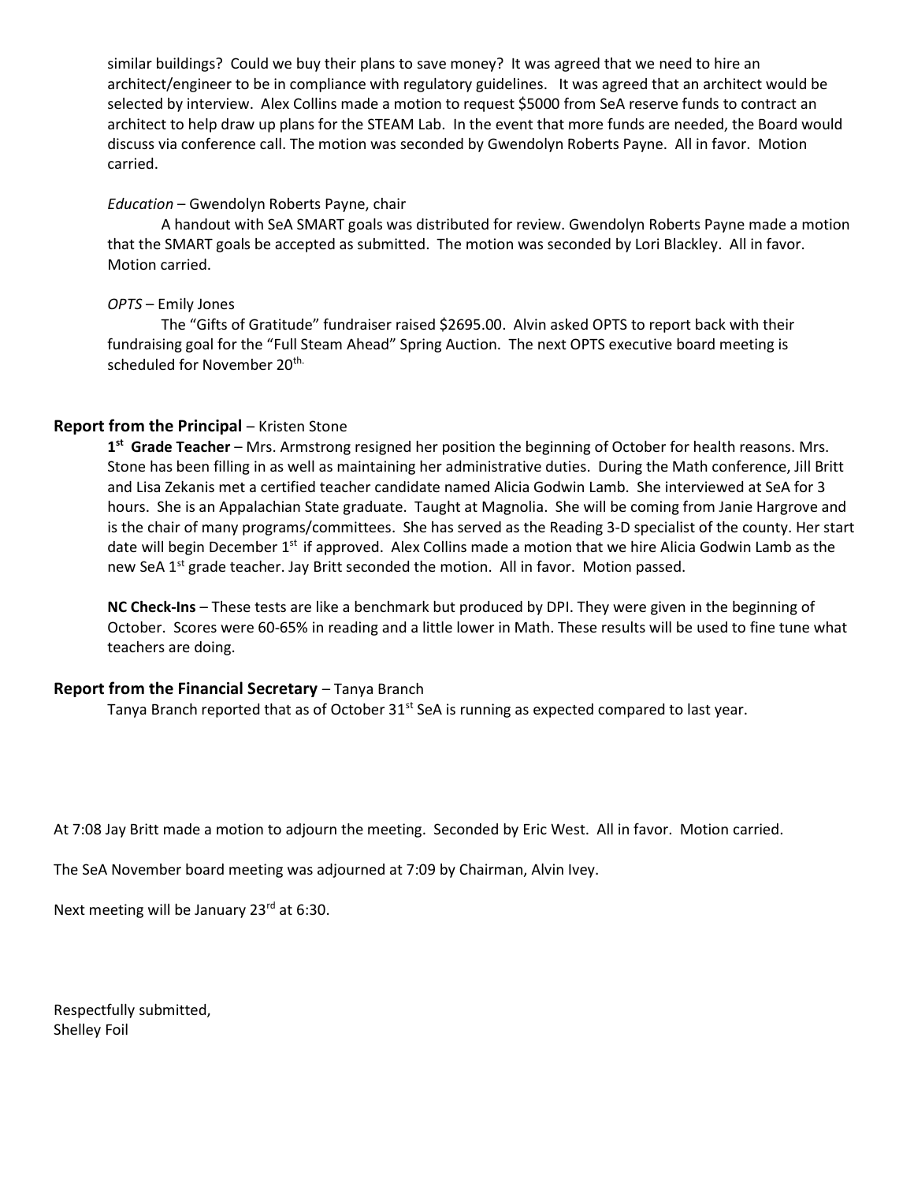similar buildings? Could we buy their plans to save money? It was agreed that we need to hire an architect/engineer to be in compliance with regulatory guidelines. It was agreed that an architect would be selected by interview. Alex Collins made a motion to request $5000 from SeA reserve funds to contract an architect to help draw up plans for the STEAM Lab. In the event that more funds are needed, the Board would discuss via conference call. The motion was seconded by Gwendolyn Roberts Payne. All in favor. Motion carried.

*Education* – Gwendolyn Roberts Payne, chair

A handout with SeA SMART goals was distributed for review. Gwendolyn Roberts Payne made a motion that the SMART goals be accepted as submitted. The motion was seconded by Lori Blackley. All in favor. Motion carried.

*OPTS* – Emily Jones

The "Gifts of Gratitude" fundraiser raised $2695.00. Alvin asked OPTS to report back with their fundraising goal for the "Full Steam Ahead" Spring Auction. The next OPTS executive board meeting is scheduled for November 20th.

## Report from the Principal – Kristen Stone

**1st Grade Teacher** – Mrs. Armstrong resigned her position the beginning of October for health reasons. Mrs. Stone has been filling in as well as maintaining her administrative duties. During the Math conference, Jill Britt and Lisa Zekanis met a certified teacher candidate named Alicia Godwin Lamb. She interviewed at SeA for 3 hours. She is an Appalachian State graduate. Taught at Magnolia. She will be coming from Janie Hargrove and is the chair of many programs/committees. She has served as the Reading 3-D specialist of the county. Her start date will begin December 1st if approved. Alex Collins made a motion that we hire Alicia Godwin Lamb as the new SeA 1st grade teacher. Jay Britt seconded the motion. All in favor. Motion passed.

**NC Check-Ins** – These tests are like a benchmark but produced by DPI. They were given in the beginning of October. Scores were 60-65% in reading and a little lower in Math. These results will be used to fine tune what teachers are doing.

## Report from the Financial Secretary – Tanya Branch

Tanya Branch reported that as of October 31st SeA is running as expected compared to last year.

At 7:08 Jay Britt made a motion to adjourn the meeting. Seconded by Eric West. All in favor. Motion carried.

The SeA November board meeting was adjourned at 7:09 by Chairman, Alvin Ivey.

Next meeting will be January 23rd at 6:30.

Respectfully submitted,
Shelley Foil